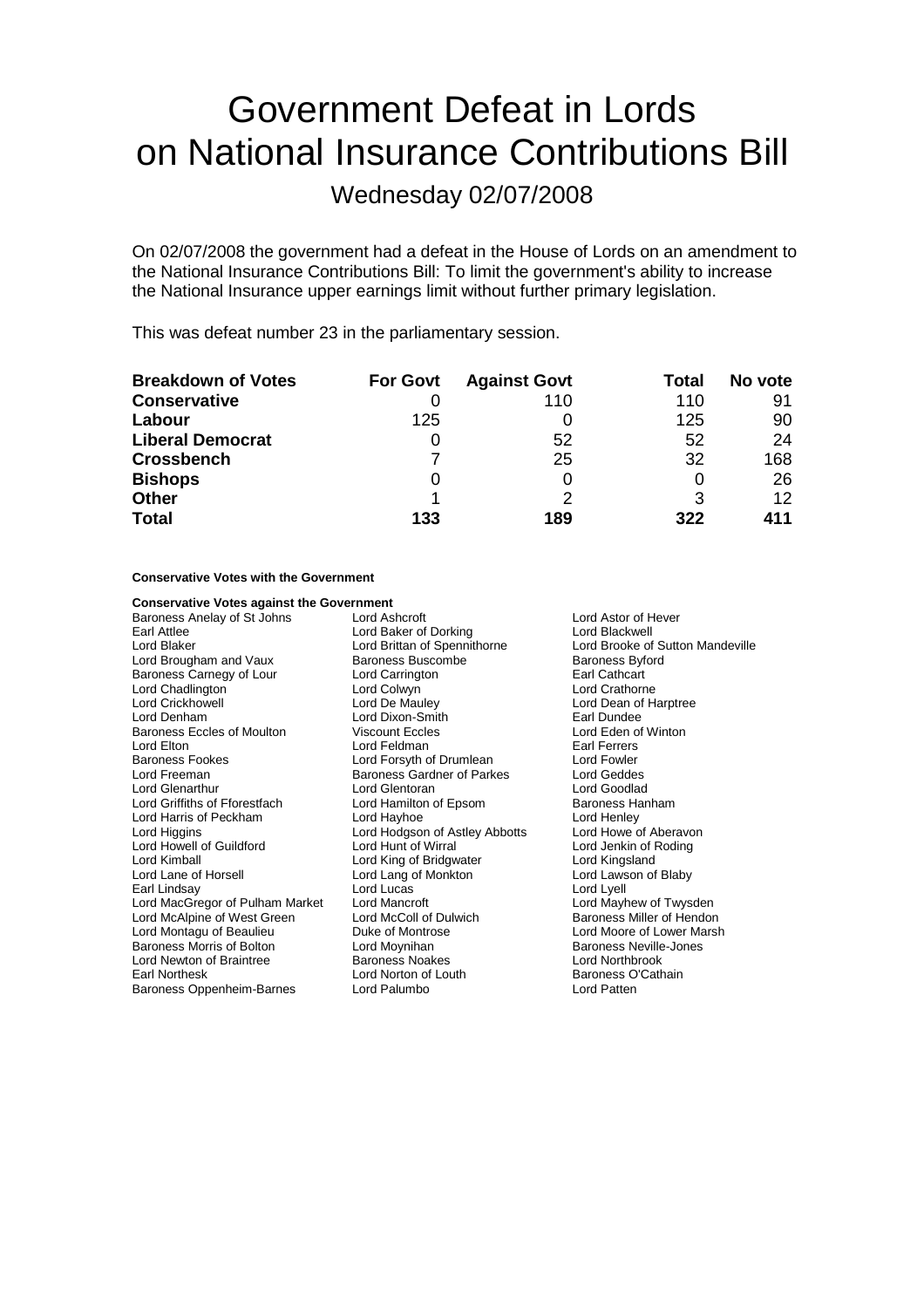# Government Defeat in Lords on National Insurance Contributions Bill

## Wednesday 02/07/2008

On 02/07/2008 the government had a defeat in the House of Lords on an amendment to the National Insurance Contributions Bill: To limit the government's ability to increase the National Insurance upper earnings limit without further primary legislation.

This was defeat number 23 in the parliamentary session.

| Breakdown of Votes | For Govt | Against Govt | Total | No vote |
|---|---|---|---|---|
| **Conservative** | 0 | 110 | 110 | 91 |
| **Labour** | 125 | 0 | 125 | 90 |
| **Liberal Democrat** | 0 | 52 | 52 | 24 |
| **Crossbench** | 7 | 25 | 32 | 168 |
| **Bishops** | 0 | 0 | 0 | 26 |
| **Other** | 1 | 2 | 3 | 12 |
| **Total** | **133** | **189** | **322** | **411** |

**Conservative Votes with the Government**

**Conservative Votes against the Government**

| | | |
|---|---|---|
| Baroness Anelay of St Johns | Lord Ashcroft | Lord Astor of Hever |
| Earl Attlee | Lord Baker of Dorking | Lord Blackwell |
| Lord Blaker | Lord Brittan of Spennithorne | Lord Brooke of Sutton Mandeville |
| Lord Brougham and Vaux | Baroness Buscombe | Baroness Byford |
| Baroness Carnegy of Lour | Lord Carrington | Earl Cathcart |
| Lord Chadlington | Lord Colwyn | Lord Crathorne |
| Lord Crickhowell | Lord De Mauley | Lord Dean of Harptree |
| Lord Denham | Lord Dixon-Smith | Earl Dundee |
| Baroness Eccles of Moulton | Viscount Eccles | Lord Eden of Winton |
| Lord Elton | Lord Feldman | Earl Ferrers |
| Baroness Fookes | Lord Forsyth of Drumlean | Lord Fowler |
| Lord Freeman | Baroness Gardner of Parkes | Lord Geddes |
| Lord Glenarthur | Lord Glentoran | Lord Goodlad |
| Lord Griffiths of Fforestfach | Lord Hamilton of Epsom | Baroness Hanham |
| Lord Harris of Peckham | Lord Hayhoe | Lord Henley |
| Lord Higgins | Lord Hodgson of Astley Abbotts | Lord Howe of Aberavon |
| Lord Howell of Guildford | Lord Hunt of Wirral | Lord Jenkin of Roding |
| Lord Kimball | Lord King of Bridgwater | Lord Kingsland |
| Lord Lane of Horsell | Lord Lang of Monkton | Lord Lawson of Blaby |
| Earl Lindsay | Lord Lucas | Lord Lyell |
| Lord MacGregor of Pulham Market | Lord Mancroft | Lord Mayhew of Twysden |
| Lord McAlpine of West Green | Lord McColl of Dulwich | Baroness Miller of Hendon |
| Lord Montagu of Beaulieu | Duke of Montrose | Lord Moore of Lower Marsh |
| Baroness Morris of Bolton | Lord Moynihan | Baroness Neville-Jones |
| Lord Newton of Braintree | Baroness Noakes | Lord Northbrook |
| Earl Northesk | Lord Norton of Louth | Baroness O'Cathain |
| Baroness Oppenheim-Barnes | Lord Palumbo | Lord Patten |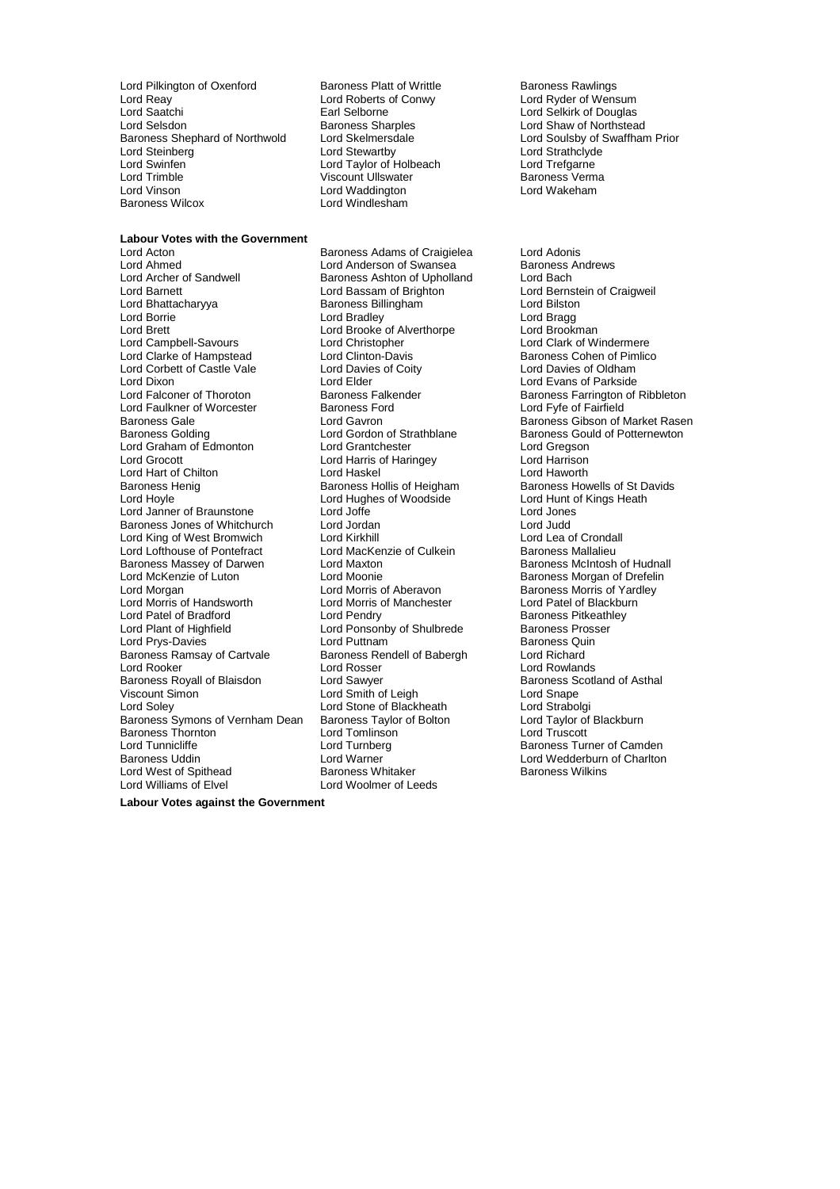Lord Pilkington of Oxenford
Baroness Platt of Writtle
Baroness Rawlings
Lord Reay
Lord Roberts of Conwy
Lord Ryder of Wensum
Lord Saatchi
Earl Selborne
Lord Selkirk of Douglas
Lord Selsdon
Baroness Sharples
Lord Shaw of Northstead
Baroness Shephard of Northwold
Lord Skelmersdale
Lord Soulsby of Swaffham Prior
Lord Steinberg
Lord Stewartby
Lord Strathclyde
Lord Swinfen
Lord Taylor of Holbeach
Lord Trefgarne
Lord Trimble
Viscount Ullswater
Baroness Verma
Lord Vinson
Lord Waddington
Lord Wakeham
Baroness Wilcox
Lord Windlesham

**Labour Votes with the Government**

Lord Acton
Baroness Adams of Craigielea
Lord Adonis
Lord Ahmed
Lord Anderson of Swansea
Baroness Andrews
Lord Archer of Sandwell
Baroness Ashton of Upholland
Lord Bach
Lord Barnett
Lord Bassam of Brighton
Lord Bernstein of Craigweil
Lord Bhattacharyya
Baroness Billingham
Lord Bilston
Lord Borrie
Lord Bradley
Lord Bragg
Lord Brett
Lord Brooke of Alverthorpe
Lord Brookman
Lord Campbell-Savours
Lord Christopher
Lord Clark of Windermere
Lord Clarke of Hampstead
Lord Clinton-Davis
Baroness Cohen of Pimlico
Lord Corbett of Castle Vale
Lord Davies of Coity
Lord Davies of Oldham
Lord Dixon
Lord Elder
Lord Evans of Parkside
Lord Falconer of Thoroton
Baroness Falkender
Baroness Farrington of Ribbleton
Lord Faulkner of Worcester
Baroness Ford
Lord Fyfe of Fairfield
Baroness Gale
Lord Gavron
Baroness Gibson of Market Rasen
Baroness Golding
Lord Gordon of Strathblane
Baroness Gould of Potternewton
Lord Graham of Edmonton
Lord Grantchester
Lord Gregson
Lord Grocott
Lord Harris of Haringey
Lord Harrison
Lord Hart of Chilton
Lord Haskel
Lord Haworth
Baroness Henig
Baroness Hollis of Heigham
Baroness Howells of St Davids
Lord Hoyle
Lord Hughes of Woodside
Lord Hunt of Kings Heath
Lord Janner of Braunstone
Lord Joffe
Lord Jones
Baroness Jones of Whitchurch
Lord Jordan
Lord Judd
Lord King of West Bromwich
Lord Kirkhill
Lord Lea of Crondall
Lord Lofthouse of Pontefract
Lord MacKenzie of Culkein
Baroness Mallalieu
Baroness Massey of Darwen
Lord Maxton
Baroness McIntosh of Hudnall
Lord McKenzie of Luton
Lord Moonie
Baroness Morgan of Drefelin
Lord Morgan
Lord Morris of Aberavon
Baroness Morris of Yardley
Lord Morris of Handsworth
Lord Morris of Manchester
Lord Patel of Blackburn
Lord Patel of Bradford
Lord Pendry
Baroness Pitkeathley
Lord Plant of Highfield
Lord Ponsonby of Shulbrede
Baroness Prosser
Lord Prys-Davies
Lord Puttnam
Baroness Quin
Baroness Ramsay of Cartvale
Baroness Rendell of Babergh
Lord Richard
Lord Rooker
Lord Rosser
Lord Rowlands
Baroness Royall of Blaisdon
Lord Sawyer
Baroness Scotland of Asthal
Viscount Simon
Lord Smith of Leigh
Lord Snape
Lord Soley
Lord Stone of Blackheath
Lord Strabolgi
Baroness Symons of Vernham Dean
Baroness Taylor of Bolton
Lord Taylor of Blackburn
Baroness Thornton
Lord Tomlinson
Lord Truscott
Lord Tunnicliffe
Lord Turnberg
Baroness Turner of Camden
Baroness Uddin
Lord Warner
Lord Wedderburn of Charlton
Lord West of Spithead
Baroness Whitaker
Baroness Wilkins
Lord Williams of Elvel
Lord Woolmer of Leeds

**Labour Votes against the Government**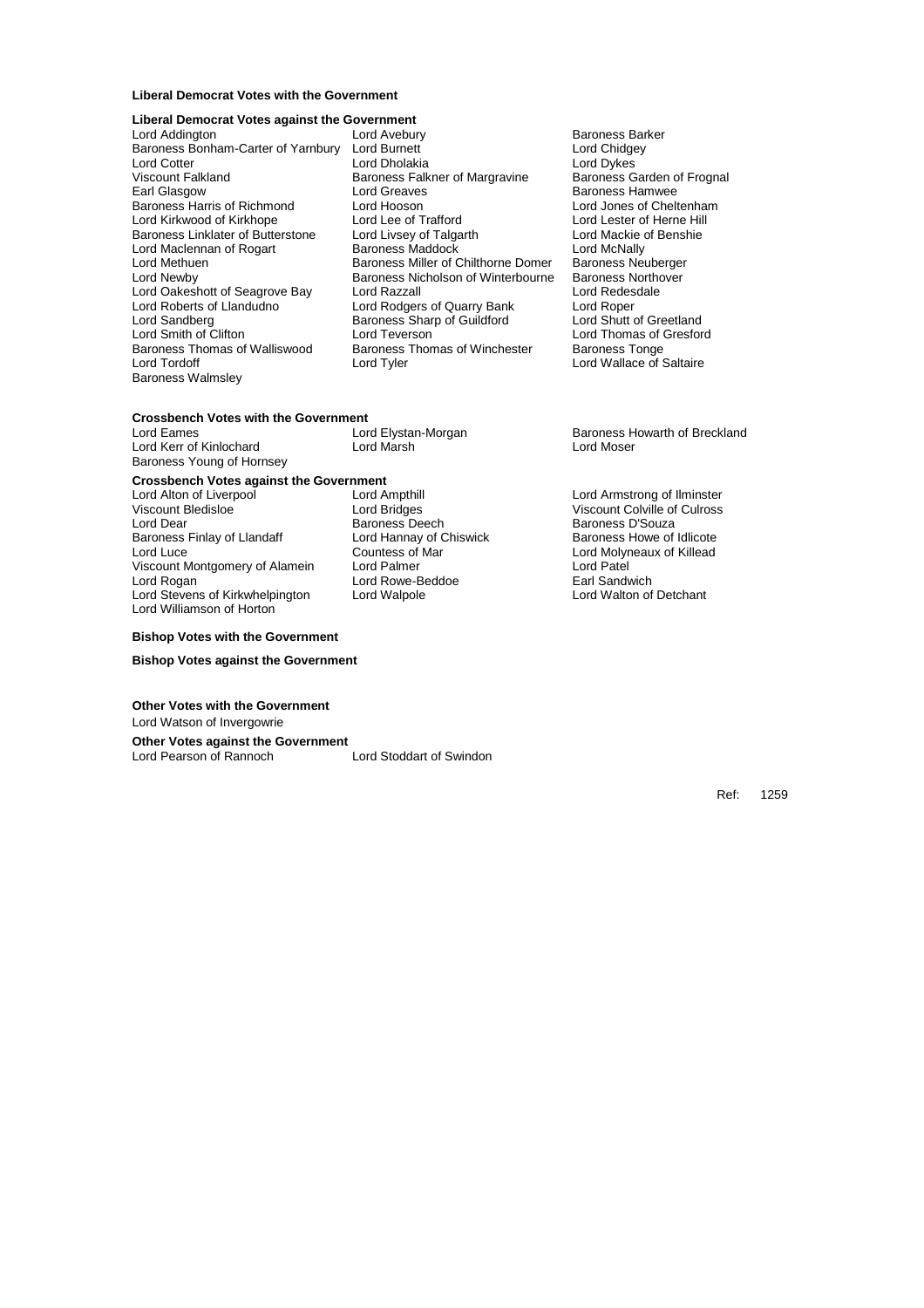**Liberal Democrat Votes with the Government**

**Liberal Democrat Votes against the Government**

| | | |
|---|---|---|
| Lord Addington | Lord Avebury | Baroness Barker |
| Baroness Bonham-Carter of Yarnbury | Lord Burnett | Lord Chidgey |
| Lord Cotter | Lord Dholakia | Lord Dykes |
| Viscount Falkland | Baroness Falkner of Margravine | Baroness Garden of Frognal |
| Earl Glasgow | Lord Greaves | Baroness Hamwee |
| Baroness Harris of Richmond | Lord Hooson | Lord Jones of Cheltenham |
| Lord Kirkwood of Kirkhope | Lord Lee of Trafford | Lord Lester of Herne Hill |
| Baroness Linklater of Butterstone | Lord Livsey of Talgarth | Lord Mackie of Benshie |
| Lord Maclennan of Rogart | Baroness Maddock | Lord McNally |
| Lord Methuen | Baroness Miller of Chilthorne Domer | Baroness Neuberger |
| Lord Newby | Baroness Nicholson of Winterbourne | Baroness Northover |
| Lord Oakeshott of Seagrove Bay | Lord Razzall | Lord Redesdale |
| Lord Roberts of Llandudno | Lord Rodgers of Quarry Bank | Lord Roper |
| Lord Sandberg | Baroness Sharp of Guildford | Lord Shutt of Greetland |
| Lord Smith of Clifton | Lord Teverson | Lord Thomas of Gresford |
| Baroness Thomas of Walliswood | Baroness Thomas of Winchester | Baroness Tonge |
| Lord Tordoff | Lord Tyler | Lord Wallace of Saltaire |
| Baroness Walmsley | | |

**Crossbench Votes with the Government**

| | | |
|---|---|---|
| Lord Eames | Lord Elystan-Morgan | Baroness Howarth of Breckland |
| Lord Kerr of Kinlochard | Lord Marsh | Lord Moser |
| Baroness Young of Hornsey | | |

**Crossbench Votes against the Government**

| | | |
|---|---|---|
| Lord Alton of Liverpool | Lord Ampthill | Lord Armstrong of Ilminster |
| Viscount Bledisloe | Lord Bridges | Viscount Colville of Culross |
| Lord Dear | Baroness Deech | Baroness D'Souza |
| Baroness Finlay of Llandaff | Lord Hannay of Chiswick | Baroness Howe of Idlicote |
| Lord Luce | Countess of Mar | Lord Molyneaux of Killead |
| Viscount Montgomery of Alamein | Lord Palmer | Lord Patel |
| Lord Rogan | Lord Rowe-Beddoe | Earl Sandwich |
| Lord Stevens of Kirkwhelpington | Lord Walpole | Lord Walton of Detchant |
| Lord Williamson of Horton | | |

**Bishop Votes with the Government**

**Bishop Votes against the Government**

**Other Votes with the Government**

Lord Watson of Invergowrie

**Other Votes against the Government**

Lord Pearson of Rannoch    Lord Stoddart of Swindon

Ref: 1259